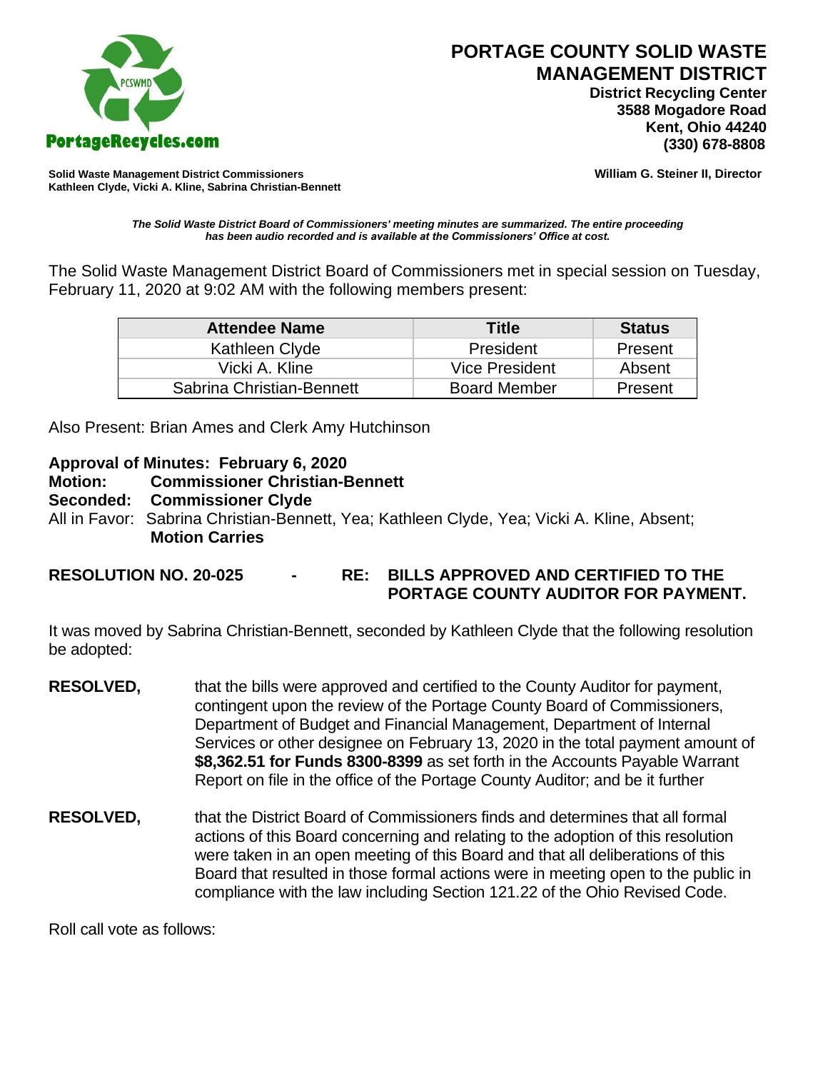# PORTAGE COUNTY SOLID WASTE MANAGEMENT DISTRICT

**District Recycling Center**
**3588 Mogadore Road**
**Kent, Ohio 44240**
**(330) 678-8808**

PCSWMD
PortageRecycles.com

**Solid Waste Management District Commissioners**
**Kathleen Clyde, Vicki A. Kline, Sabrina Christian-Bennett**

**William G. Steiner II, Director**

***The Solid Waste District Board of Commissioners' meeting minutes are summarized. The entire proceeding has been audio recorded and is available at the Commissioners' Office at cost.***

The Solid Waste Management District Board of Commissioners met in special session on Tuesday, February 11, 2020 at 9:02 AM with the following members present:

| Attendee Name | Title | Status |
|---|---|---|
| Kathleen Clyde | President | Present |
| Vicki A. Kline | Vice President | Absent |
| Sabrina Christian-Bennett | Board Member | Present |

Also Present: Brian Ames and Clerk Amy Hutchinson

**Approval of Minutes: February 6, 2020**
**Motion: Commissioner Christian-Bennett**
**Seconded: Commissioner Clyde**
All in Favor: Sabrina Christian-Bennett, Yea; Kathleen Clyde, Yea; Vicki A. Kline, Absent;
**Motion Carries**

**RESOLUTION NO. 20-025 - RE: BILLS APPROVED AND CERTIFIED TO THE PORTAGE COUNTY AUDITOR FOR PAYMENT.**

It was moved by Sabrina Christian-Bennett, seconded by Kathleen Clyde that the following resolution be adopted:

**RESOLVED,** that the bills were approved and certified to the County Auditor for payment, contingent upon the review of the Portage County Board of Commissioners, Department of Budget and Financial Management, Department of Internal Services or other designee on February 13, 2020 in the total payment amount of **$8,362.51 for Funds 8300-8399** as set forth in the Accounts Payable Warrant Report on file in the office of the Portage County Auditor; and be it further

**RESOLVED,** that the District Board of Commissioners finds and determines that all formal actions of this Board concerning and relating to the adoption of this resolution were taken in an open meeting of this Board and that all deliberations of this Board that resulted in those formal actions were in meeting open to the public in compliance with the law including Section 121.22 of the Ohio Revised Code.

Roll call vote as follows: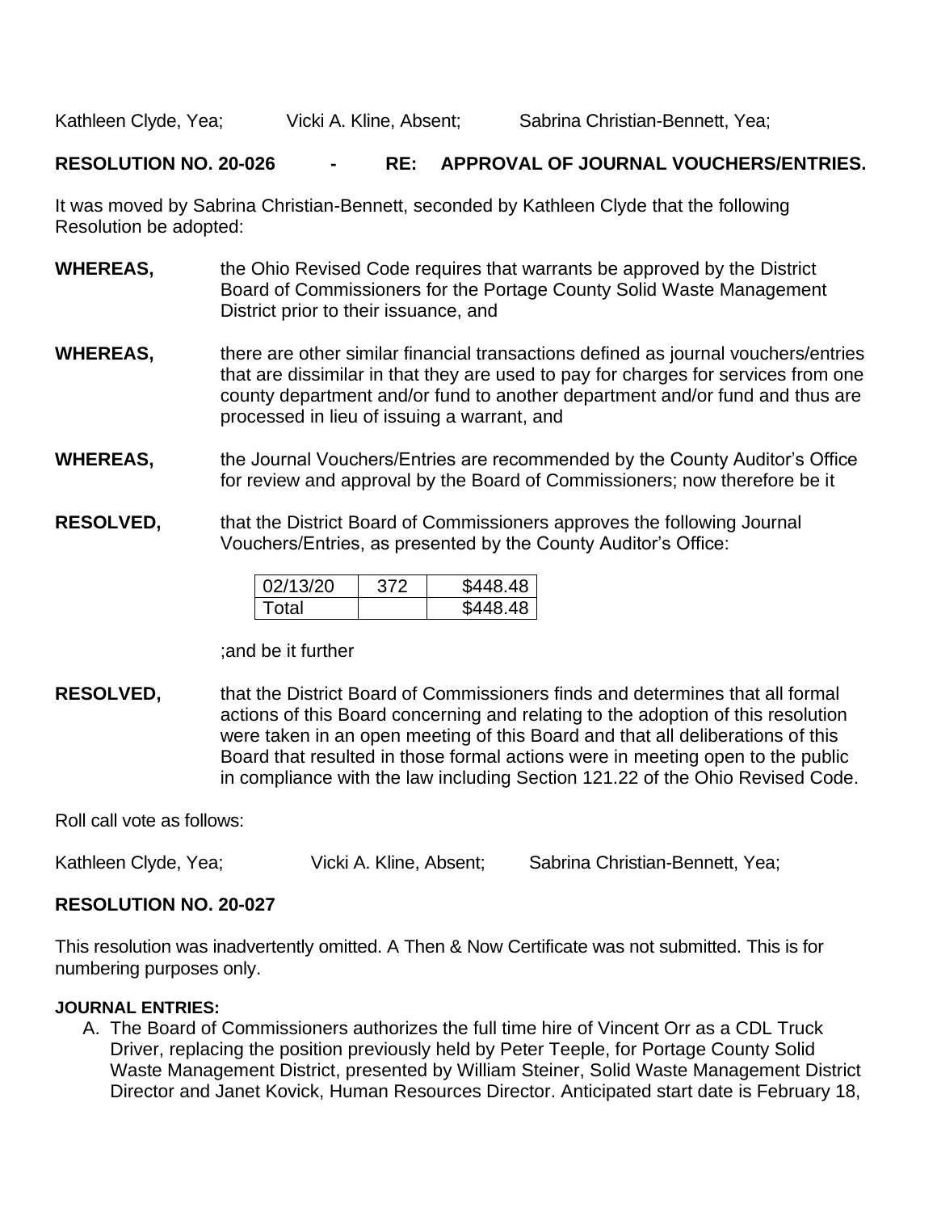Kathleen Clyde, Yea; Vicki A. Kline, Absent; Sabrina Christian-Bennett, Yea;

**RESOLUTION NO. 20-026 - RE: APPROVAL OF JOURNAL VOUCHERS/ENTRIES.**

It was moved by Sabrina Christian-Bennett, seconded by Kathleen Clyde that the following Resolution be adopted:

**WHEREAS,** the Ohio Revised Code requires that warrants be approved by the District Board of Commissioners for the Portage County Solid Waste Management District prior to their issuance, and

**WHEREAS,** there are other similar financial transactions defined as journal vouchers/entries that are dissimilar in that they are used to pay for charges for services from one county department and/or fund to another department and/or fund and thus are processed in lieu of issuing a warrant, and

**WHEREAS,** the Journal Vouchers/Entries are recommended by the County Auditor's Office for review and approval by the Board of Commissioners; now therefore be it

**RESOLVED,** that the District Board of Commissioners approves the following Journal Vouchers/Entries, as presented by the County Auditor's Office:

| 02/13/20 | 372 | $448.48 |
|---|---|---|
| Total | | $448.48 |

;and be it further

**RESOLVED,** that the District Board of Commissioners finds and determines that all formal actions of this Board concerning and relating to the adoption of this resolution were taken in an open meeting of this Board and that all deliberations of this Board that resulted in those formal actions were in meeting open to the public in compliance with the law including Section 121.22 of the Ohio Revised Code.

Roll call vote as follows:

Kathleen Clyde, Yea; Vicki A. Kline, Absent; Sabrina Christian-Bennett, Yea;

**RESOLUTION NO. 20-027**

This resolution was inadvertently omitted. A Then & Now Certificate was not submitted. This is for numbering purposes only.

**JOURNAL ENTRIES:**

A. The Board of Commissioners authorizes the full time hire of Vincent Orr as a CDL Truck Driver, replacing the position previously held by Peter Teeple, for Portage County Solid Waste Management District, presented by William Steiner, Solid Waste Management District Director and Janet Kovick, Human Resources Director. Anticipated start date is February 18,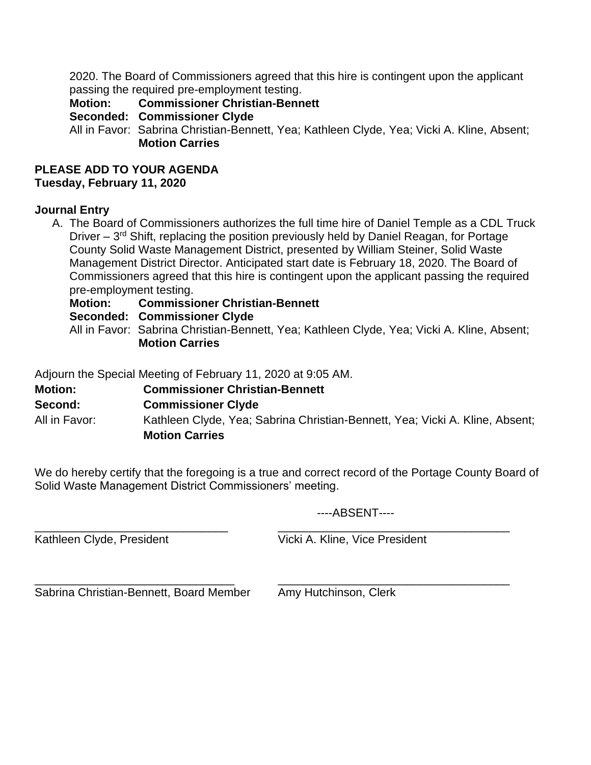2020. The Board of Commissioners agreed that this hire is contingent upon the applicant passing the required pre-employment testing.

**Motion: Commissioner Christian-Bennett**
**Seconded: Commissioner Clyde**
All in Favor: Sabrina Christian-Bennett, Yea; Kathleen Clyde, Yea; Vicki A. Kline, Absent; **Motion Carries**

**PLEASE ADD TO YOUR AGENDA**
**Tuesday, February 11, 2020**

**Journal Entry**

A. The Board of Commissioners authorizes the full time hire of Daniel Temple as a CDL Truck Driver – 3rd Shift, replacing the position previously held by Daniel Reagan, for Portage County Solid Waste Management District, presented by William Steiner, Solid Waste Management District Director. Anticipated start date is February 18, 2020. The Board of Commissioners agreed that this hire is contingent upon the applicant passing the required pre-employment testing.

   **Motion: Commissioner Christian-Bennett**
   **Seconded: Commissioner Clyde**
   All in Favor: Sabrina Christian-Bennett, Yea; Kathleen Clyde, Yea; Vicki A. Kline, Absent; **Motion Carries**

Adjourn the Special Meeting of February 11, 2020 at 9:05 AM.

**Motion:** **Commissioner Christian-Bennett**
**Second:** **Commissioner Clyde**
All in Favor: Kathleen Clyde, Yea; Sabrina Christian-Bennett, Yea; Vicki A. Kline, Absent; **Motion Carries**

We do hereby certify that the foregoing is a true and correct record of the Portage County Board of Solid Waste Management District Commissioners' meeting.

| | |
|---|---|
| ______________________________ | ----ABSENT---- ______________________________ |
| Kathleen Clyde, President | Vicki A. Kline, Vice President |
| ______________________________ | ______________________________ |
| Sabrina Christian-Bennett, Board Member | Amy Hutchinson, Clerk |